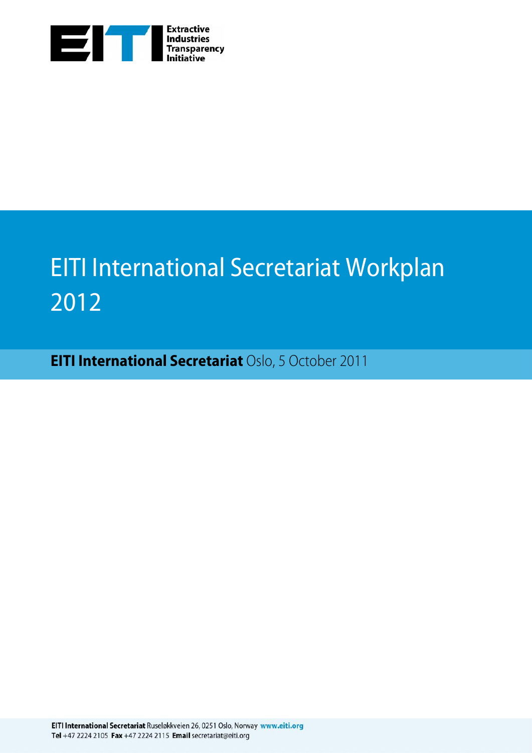Extractive Industries Transparency Initiative

# EITI International Secretariat Workplan 2012

**EITI International Secretariat** Oslo, 5 October 2011

**EITI International Secretariat** Ruseløkkveien 26, 0251 Oslo, Norway **www.eiti.org**
**Tel** +47 2224 2105 **Fax** +47 2224 2115 **Email** secretariat@eiti.org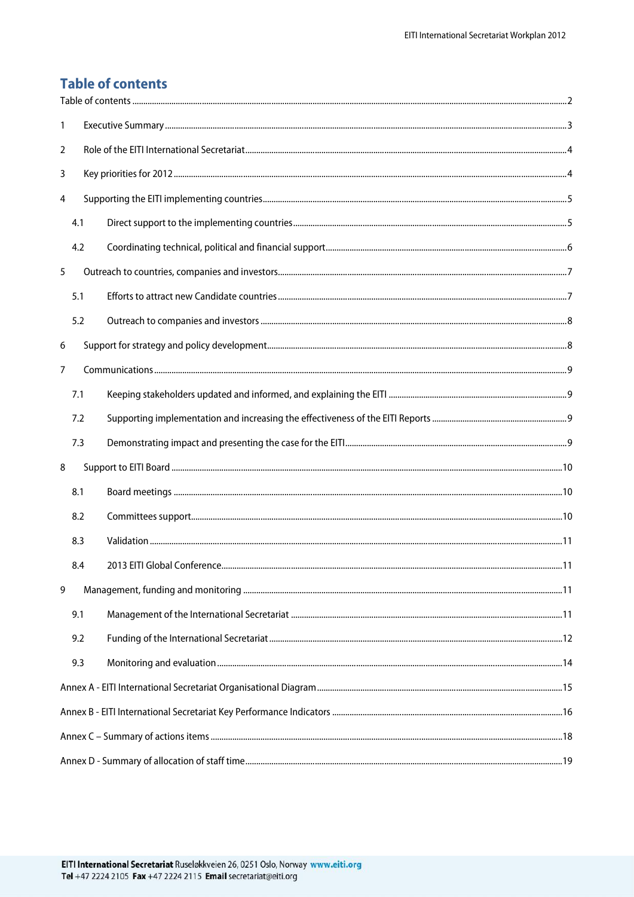# Table of contents

Table of contents ..... 2

1 Executive Summary ..... 3

2 Role of the EITI International Secretariat ..... 4

3 Key priorities for 2012 ..... 4

4 Supporting the EITI implementing countries ..... 5

4.1 Direct support to the implementing countries ..... 5

4.2 Coordinating technical, political and financial support ..... 6

5 Outreach to countries, companies and investors ..... 7

5.1 Efforts to attract new Candidate countries ..... 7

5.2 Outreach to companies and investors ..... 8

6 Support for strategy and policy development ..... 8

7 Communications ..... 9

7.1 Keeping stakeholders updated and informed, and explaining the EITI ..... 9

7.2 Supporting implementation and increasing the effectiveness of the EITI Reports ..... 9

7.3 Demonstrating impact and presenting the case for the EITI ..... 9

8 Support to EITI Board ..... 10

8.1 Board meetings ..... 10

8.2 Committees support ..... 10

8.3 Validation ..... 11

8.4 2013 EITI Global Conference ..... 11

9 Management, funding and monitoring ..... 11

9.1 Management of the International Secretariat ..... 11

9.2 Funding of the International Secretariat ..... 12

9.3 Monitoring and evaluation ..... 14

Annex A - EITI International Secretariat Organisational Diagram ..... 15

Annex B - EITI International Secretariat Key Performance Indicators ..... 16

Annex C – Summary of actions items ..... 18

Annex D - Summary of allocation of staff time ..... 19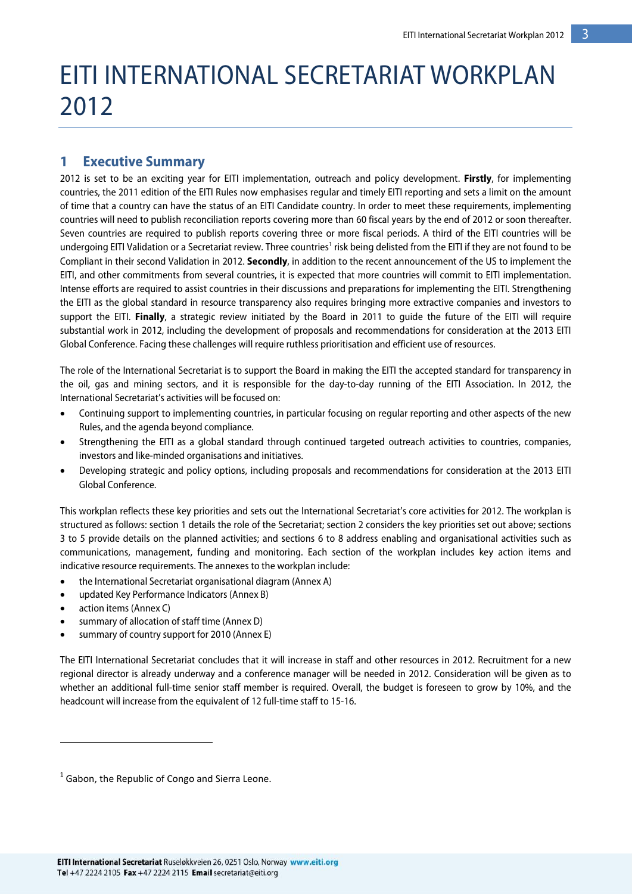# EITI INTERNATIONAL SECRETARIAT WORKPLAN 2012

## 1 Executive Summary

2012 is set to be an exciting year for EITI implementation, outreach and policy development. **Firstly**, for implementing countries, the 2011 edition of the EITI Rules now emphasises regular and timely EITI reporting and sets a limit on the amount of time that a country can have the status of an EITI Candidate country. In order to meet these requirements, implementing countries will need to publish reconciliation reports covering more than 60 fiscal years by the end of 2012 or soon thereafter. Seven countries are required to publish reports covering three or more fiscal periods. A third of the EITI countries will be undergoing EITI Validation or a Secretariat review. Three countries[1] risk being delisted from the EITI if they are not found to be Compliant in their second Validation in 2012. **Secondly**, in addition to the recent announcement of the US to implement the EITI, and other commitments from several countries, it is expected that more countries will commit to EITI implementation. Intense efforts are required to assist countries in their discussions and preparations for implementing the EITI. Strengthening the EITI as the global standard in resource transparency also requires bringing more extractive companies and investors to support the EITI. **Finally**, a strategic review initiated by the Board in 2011 to guide the future of the EITI will require substantial work in 2012, including the development of proposals and recommendations for consideration at the 2013 EITI Global Conference. Facing these challenges will require ruthless prioritisation and efficient use of resources.

The role of the International Secretariat is to support the Board in making the EITI the accepted standard for transparency in the oil, gas and mining sectors, and it is responsible for the day-to-day running of the EITI Association. In 2012, the International Secretariat's activities will be focused on:

- Continuing support to implementing countries, in particular focusing on regular reporting and other aspects of the new Rules, and the agenda beyond compliance.
- Strengthening the EITI as a global standard through continued targeted outreach activities to countries, companies, investors and like-minded organisations and initiatives.
- Developing strategic and policy options, including proposals and recommendations for consideration at the 2013 EITI Global Conference.

This workplan reflects these key priorities and sets out the International Secretariat's core activities for 2012. The workplan is structured as follows: section 1 details the role of the Secretariat; section 2 considers the key priorities set out above; sections 3 to 5 provide details on the planned activities; and sections 6 to 8 address enabling and organisational activities such as communications, management, funding and monitoring. Each section of the workplan includes key action items and indicative resource requirements. The annexes to the workplan include:

- the International Secretariat organisational diagram (Annex A)
- updated Key Performance Indicators (Annex B)
- action items (Annex C)
- summary of allocation of staff time (Annex D)
- summary of country support for 2010 (Annex E)

The EITI International Secretariat concludes that it will increase in staff and other resources in 2012. Recruitment for a new regional director is already underway and a conference manager will be needed in 2012. Consideration will be given as to whether an additional full-time senior staff member is required. Overall, the budget is foreseen to grow by 10%, and the headcount will increase from the equivalent of 12 full-time staff to 15-16.

---

[1] Gabon, the Republic of Congo and Sierra Leone.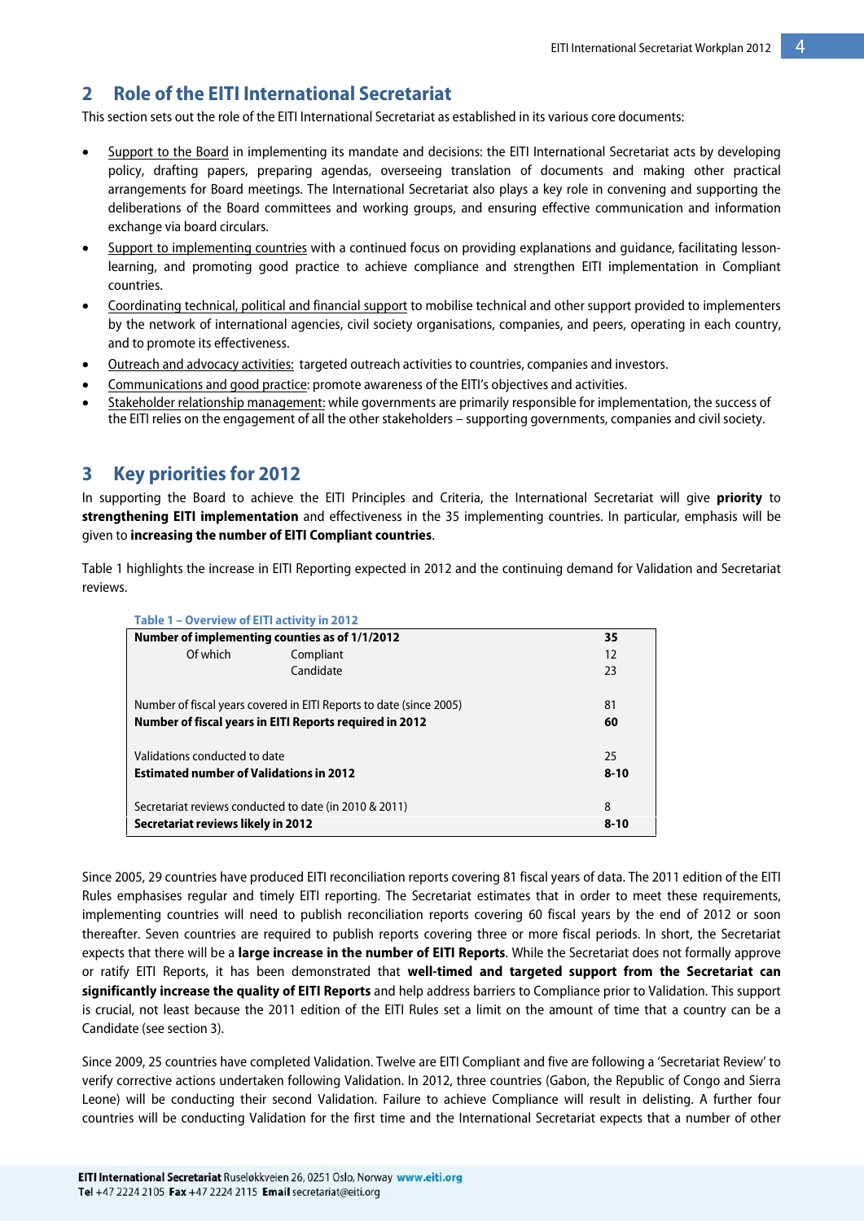## 2 Role of the EITI International Secretariat

This section sets out the role of the EITI International Secretariat as established in its various core documents:

- <u>Support to the Board</u> in implementing its mandate and decisions: the EITI International Secretariat acts by developing policy, drafting papers, preparing agendas, overseeing translation of documents and making other practical arrangements for Board meetings. The International Secretariat also plays a key role in convening and supporting the deliberations of the Board committees and working groups, and ensuring effective communication and information exchange via board circulars.
- <u>Support to implementing countries</u> with a continued focus on providing explanations and guidance, facilitating lesson-learning, and promoting good practice to achieve compliance and strengthen EITI implementation in Compliant countries.
- <u>Coordinating technical, political and financial support</u> to mobilise technical and other support provided to implementers by the network of international agencies, civil society organisations, companies, and peers, operating in each country, and to promote its effectiveness.
- <u>Outreach and advocacy activities:</u> targeted outreach activities to countries, companies and investors.
- <u>Communications and good practice</u>: promote awareness of the EITI's objectives and activities.
- <u>Stakeholder relationship management:</u> while governments are primarily responsible for implementation, the success of the EITI relies on the engagement of all the other stakeholders – supporting governments, companies and civil society.

## 3 Key priorities for 2012

In supporting the Board to achieve the EITI Principles and Criteria, the International Secretariat will give **priority** to **strengthening EITI implementation** and effectiveness in the 35 implementing countries. In particular, emphasis will be given to **increasing the number of EITI Compliant countries**.

Table 1 highlights the increase in EITI Reporting expected in 2012 and the continuing demand for Validation and Secretariat reviews.

**Table 1 – Overview of EITI activity in 2012**

| | | |
|---|---|---|
| **Number of implementing counties as of 1/1/2012** | | **35** |
| Of which | Compliant | 12 |
| | Candidate | 23 |
| | | |
| Number of fiscal years covered in EITI Reports to date (since 2005) | | 81 |
| **Number of fiscal years in EITI Reports required in 2012** | | **60** |
| | | |
| Validations conducted to date | | 25 |
| **Estimated number of Validations in 2012** | | **8-10** |
| | | |
| Secretariat reviews conducted to date (in 2010 & 2011) | | 8 |
| **Secretariat reviews likely in 2012** | | **8-10** |

Since 2005, 29 countries have produced EITI reconciliation reports covering 81 fiscal years of data. The 2011 edition of the EITI Rules emphasises regular and timely EITI reporting. The Secretariat estimates that in order to meet these requirements, implementing countries will need to publish reconciliation reports covering 60 fiscal years by the end of 2012 or soon thereafter. Seven countries are required to publish reports covering three or more fiscal periods. In short, the Secretariat expects that there will be a **large increase in the number of EITI Reports**. While the Secretariat does not formally approve or ratify EITI Reports, it has been demonstrated that **well-timed and targeted support from the Secretariat can significantly increase the quality of EITI Reports** and help address barriers to Compliance prior to Validation. This support is crucial, not least because the 2011 edition of the EITI Rules set a limit on the amount of time that a country can be a Candidate (see section 3).

Since 2009, 25 countries have completed Validation. Twelve are EITI Compliant and five are following a 'Secretariat Review' to verify corrective actions undertaken following Validation. In 2012, three countries (Gabon, the Republic of Congo and Sierra Leone) will be conducting their second Validation. Failure to achieve Compliance will result in delisting. A further four countries will be conducting Validation for the first time and the International Secretariat expects that a number of other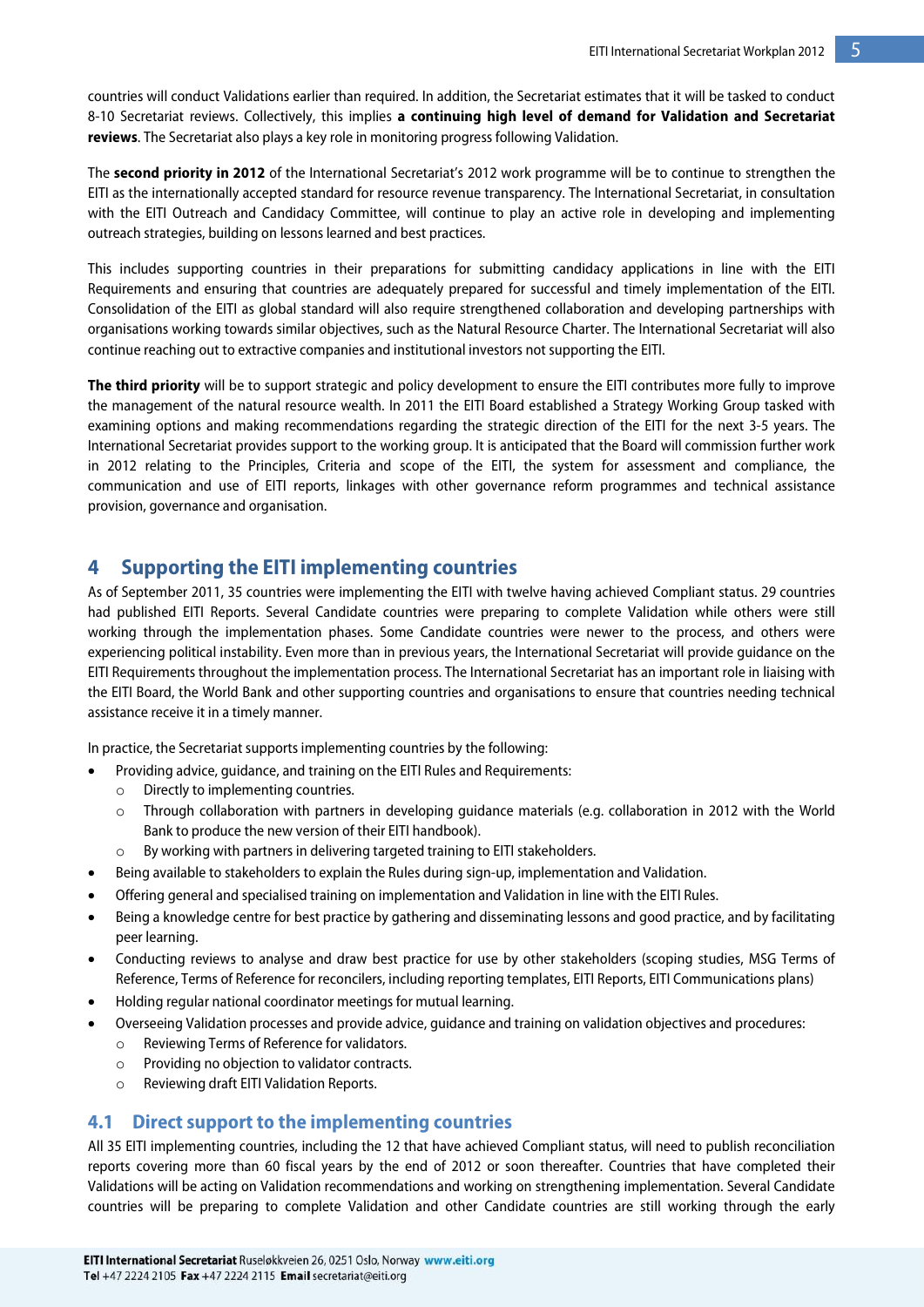countries will conduct Validations earlier than required. In addition, the Secretariat estimates that it will be tasked to conduct 8-10 Secretariat reviews. Collectively, this implies **a continuing high level of demand for Validation and Secretariat reviews**. The Secretariat also plays a key role in monitoring progress following Validation.

The **second priority in 2012** of the International Secretariat's 2012 work programme will be to continue to strengthen the EITI as the internationally accepted standard for resource revenue transparency. The International Secretariat, in consultation with the EITI Outreach and Candidacy Committee, will continue to play an active role in developing and implementing outreach strategies, building on lessons learned and best practices.

This includes supporting countries in their preparations for submitting candidacy applications in line with the EITI Requirements and ensuring that countries are adequately prepared for successful and timely implementation of the EITI. Consolidation of the EITI as global standard will also require strengthened collaboration and developing partnerships with organisations working towards similar objectives, such as the Natural Resource Charter. The International Secretariat will also continue reaching out to extractive companies and institutional investors not supporting the EITI.

**The third priority** will be to support strategic and policy development to ensure the EITI contributes more fully to improve the management of the natural resource wealth. In 2011 the EITI Board established a Strategy Working Group tasked with examining options and making recommendations regarding the strategic direction of the EITI for the next 3-5 years. The International Secretariat provides support to the working group. It is anticipated that the Board will commission further work in 2012 relating to the Principles, Criteria and scope of the EITI, the system for assessment and compliance, the communication and use of EITI reports, linkages with other governance reform programmes and technical assistance provision, governance and organisation.

# 4 Supporting the EITI implementing countries

As of September 2011, 35 countries were implementing the EITI with twelve having achieved Compliant status. 29 countries had published EITI Reports. Several Candidate countries were preparing to complete Validation while others were still working through the implementation phases. Some Candidate countries were newer to the process, and others were experiencing political instability. Even more than in previous years, the International Secretariat will provide guidance on the EITI Requirements throughout the implementation process. The International Secretariat has an important role in liaising with the EITI Board, the World Bank and other supporting countries and organisations to ensure that countries needing technical assistance receive it in a timely manner.

In practice, the Secretariat supports implementing countries by the following:

- Providing advice, guidance, and training on the EITI Rules and Requirements:
  - Directly to implementing countries.
  - Through collaboration with partners in developing guidance materials (e.g. collaboration in 2012 with the World Bank to produce the new version of their EITI handbook).
  - By working with partners in delivering targeted training to EITI stakeholders.
- Being available to stakeholders to explain the Rules during sign-up, implementation and Validation.
- Offering general and specialised training on implementation and Validation in line with the EITI Rules.
- Being a knowledge centre for best practice by gathering and disseminating lessons and good practice, and by facilitating peer learning.
- Conducting reviews to analyse and draw best practice for use by other stakeholders (scoping studies, MSG Terms of Reference, Terms of Reference for reconcilers, including reporting templates, EITI Reports, EITI Communications plans)
- Holding regular national coordinator meetings for mutual learning.
- Overseeing Validation processes and provide advice, guidance and training on validation objectives and procedures:
  - Reviewing Terms of Reference for validators.
  - Providing no objection to validator contracts.
  - Reviewing draft EITI Validation Reports.

## 4.1 Direct support to the implementing countries

All 35 EITI implementing countries, including the 12 that have achieved Compliant status, will need to publish reconciliation reports covering more than 60 fiscal years by the end of 2012 or soon thereafter. Countries that have completed their Validations will be acting on Validation recommendations and working on strengthening implementation. Several Candidate countries will be preparing to complete Validation and other Candidate countries are still working through the early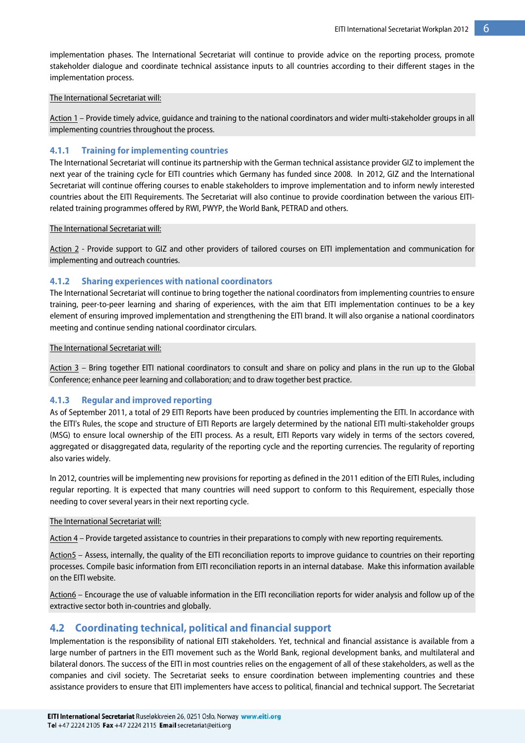implementation phases. The International Secretariat will continue to provide advice on the reporting process, promote stakeholder dialogue and coordinate technical assistance inputs to all countries according to their different stages in the implementation process.

The International Secretariat will:

Action 1 – Provide timely advice, guidance and training to the national coordinators and wider multi-stakeholder groups in all implementing countries throughout the process.

### 4.1.1 Training for implementing countries

The International Secretariat will continue its partnership with the German technical assistance provider GIZ to implement the next year of the training cycle for EITI countries which Germany has funded since 2008. In 2012, GIZ and the International Secretariat will continue offering courses to enable stakeholders to improve implementation and to inform newly interested countries about the EITI Requirements. The Secretariat will also continue to provide coordination between the various EITI-related training programmes offered by RWI, PWYP, the World Bank, PETRAD and others.

The International Secretariat will:

Action 2 - Provide support to GIZ and other providers of tailored courses on EITI implementation and communication for implementing and outreach countries.

### 4.1.2 Sharing experiences with national coordinators

The International Secretariat will continue to bring together the national coordinators from implementing countries to ensure training, peer-to-peer learning and sharing of experiences, with the aim that EITI implementation continues to be a key element of ensuring improved implementation and strengthening the EITI brand. It will also organise a national coordinators meeting and continue sending national coordinator circulars.

The International Secretariat will:

Action 3 – Bring together EITI national coordinators to consult and share on policy and plans in the run up to the Global Conference; enhance peer learning and collaboration; and to draw together best practice.

### 4.1.3 Regular and improved reporting

As of September 2011, a total of 29 EITI Reports have been produced by countries implementing the EITI. In accordance with the EITI's Rules, the scope and structure of EITI Reports are largely determined by the national EITI multi-stakeholder groups (MSG) to ensure local ownership of the EITI process. As a result, EITI Reports vary widely in terms of the sectors covered, aggregated or disaggregated data, regularity of the reporting cycle and the reporting currencies. The regularity of reporting also varies widely.

In 2012, countries will be implementing new provisions for reporting as defined in the 2011 edition of the EITI Rules, including regular reporting. It is expected that many countries will need support to conform to this Requirement, especially those needing to cover several years in their next reporting cycle.

The International Secretariat will:

Action 4 – Provide targeted assistance to countries in their preparations to comply with new reporting requirements.

Action5 – Assess, internally, the quality of the EITI reconciliation reports to improve guidance to countries on their reporting processes. Compile basic information from EITI reconciliation reports in an internal database. Make this information available on the EITI website.

Action6 – Encourage the use of valuable information in the EITI reconciliation reports for wider analysis and follow up of the extractive sector both in-countries and globally.

## 4.2 Coordinating technical, political and financial support

Implementation is the responsibility of national EITI stakeholders. Yet, technical and financial assistance is available from a large number of partners in the EITI movement such as the World Bank, regional development banks, and multilateral and bilateral donors. The success of the EITI in most countries relies on the engagement of all of these stakeholders, as well as the companies and civil society. The Secretariat seeks to ensure coordination between implementing countries and these assistance providers to ensure that EITI implementers have access to political, financial and technical support. The Secretariat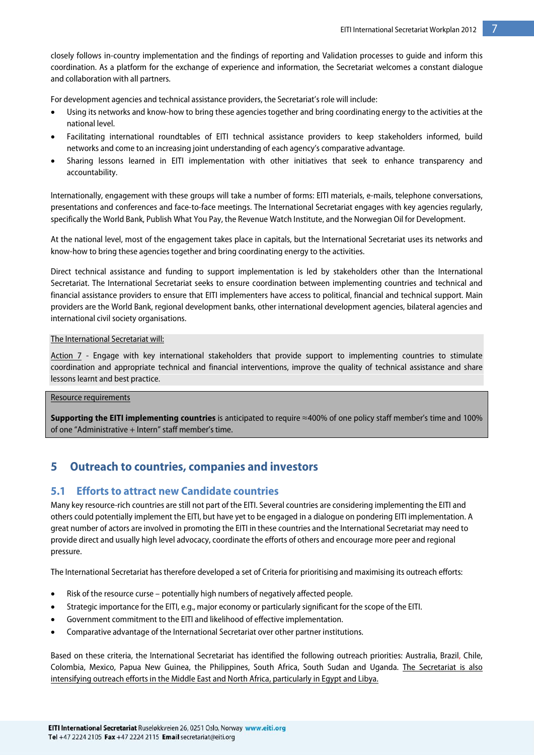closely follows in-country implementation and the findings of reporting and Validation processes to guide and inform this coordination. As a platform for the exchange of experience and information, the Secretariat welcomes a constant dialogue and collaboration with all partners.

For development agencies and technical assistance providers, the Secretariat's role will include:

- Using its networks and know-how to bring these agencies together and bring coordinating energy to the activities at the national level.
- Facilitating international roundtables of EITI technical assistance providers to keep stakeholders informed, build networks and come to an increasing joint understanding of each agency's comparative advantage.
- Sharing lessons learned in EITI implementation with other initiatives that seek to enhance transparency and accountability.

Internationally, engagement with these groups will take a number of forms: EITI materials, e-mails, telephone conversations, presentations and conferences and face-to-face meetings. The International Secretariat engages with key agencies regularly, specifically the World Bank, Publish What You Pay, the Revenue Watch Institute, and the Norwegian Oil for Development.

At the national level, most of the engagement takes place in capitals, but the International Secretariat uses its networks and know-how to bring these agencies together and bring coordinating energy to the activities.

Direct technical assistance and funding to support implementation is led by stakeholders other than the International Secretariat. The International Secretariat seeks to ensure coordination between implementing countries and technical and financial assistance providers to ensure that EITI implementers have access to political, financial and technical support. Main providers are the World Bank, regional development banks, other international development agencies, bilateral agencies and international civil society organisations.

The International Secretariat will:

Action 7 - Engage with key international stakeholders that provide support to implementing countries to stimulate coordination and appropriate technical and financial interventions, improve the quality of technical assistance and share lessons learnt and best practice.

Resource requirements

**Supporting the EITI implementing countries** is anticipated to require ≈400% of one policy staff member's time and 100% of one "Administrative + Intern" staff member's time.

# 5 Outreach to countries, companies and investors

## 5.1 Efforts to attract new Candidate countries

Many key resource-rich countries are still not part of the EITI. Several countries are considering implementing the EITI and others could potentially implement the EITI, but have yet to be engaged in a dialogue on pondering EITI implementation. A great number of actors are involved in promoting the EITI in these countries and the International Secretariat may need to provide direct and usually high level advocacy, coordinate the efforts of others and encourage more peer and regional pressure.

The International Secretariat has therefore developed a set of Criteria for prioritising and maximising its outreach efforts:

- Risk of the resource curse – potentially high numbers of negatively affected people.
- Strategic importance for the EITI, e.g., major economy or particularly significant for the scope of the EITI.
- Government commitment to the EITI and likelihood of effective implementation.
- Comparative advantage of the International Secretariat over other partner institutions.

Based on these criteria, the International Secretariat has identified the following outreach priorities: Australia, Brazil, Chile, Colombia, Mexico, Papua New Guinea, the Philippines, South Africa, South Sudan and Uganda. The Secretariat is also intensifying outreach efforts in the Middle East and North Africa, particularly in Egypt and Libya.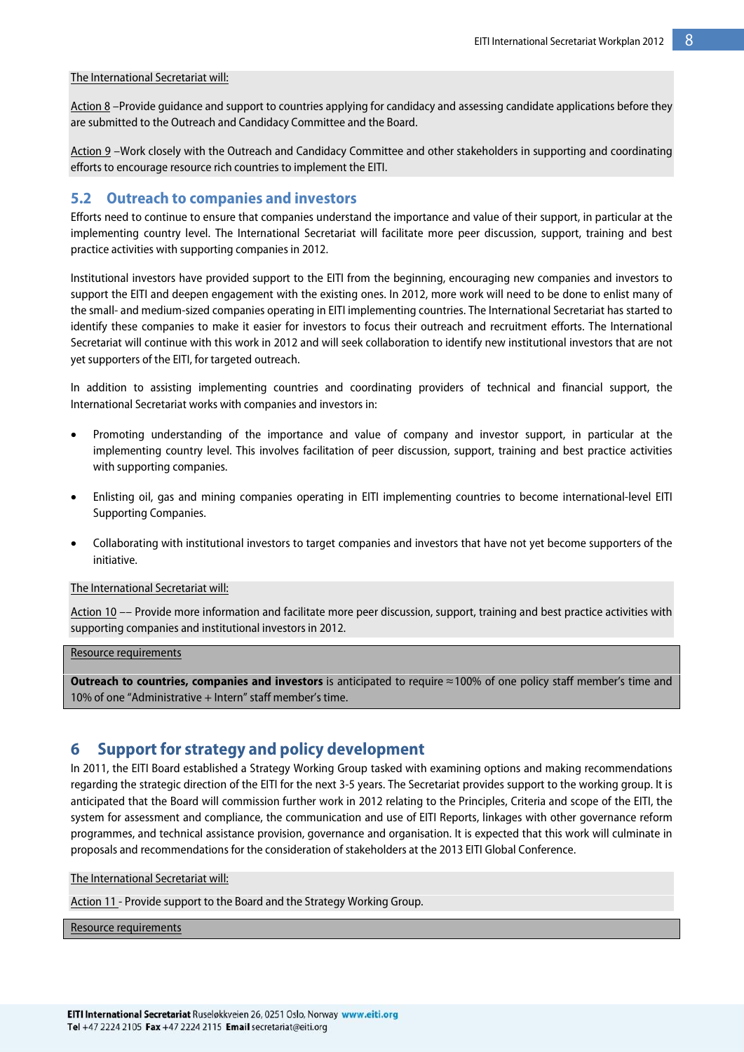The International Secretariat will:

Action 8 –Provide guidance and support to countries applying for candidacy and assessing candidate applications before they are submitted to the Outreach and Candidacy Committee and the Board.

Action 9 –Work closely with the Outreach and Candidacy Committee and other stakeholders in supporting and coordinating efforts to encourage resource rich countries to implement the EITI.

## 5.2 Outreach to companies and investors

Efforts need to continue to ensure that companies understand the importance and value of their support, in particular at the implementing country level. The International Secretariat will facilitate more peer discussion, support, training and best practice activities with supporting companies in 2012.

Institutional investors have provided support to the EITI from the beginning, encouraging new companies and investors to support the EITI and deepen engagement with the existing ones. In 2012, more work will need to be done to enlist many of the small- and medium-sized companies operating in EITI implementing countries. The International Secretariat has started to identify these companies to make it easier for investors to focus their outreach and recruitment efforts. The International Secretariat will continue with this work in 2012 and will seek collaboration to identify new institutional investors that are not yet supporters of the EITI, for targeted outreach.

In addition to assisting implementing countries and coordinating providers of technical and financial support, the International Secretariat works with companies and investors in:

- Promoting understanding of the importance and value of company and investor support, in particular at the implementing country level. This involves facilitation of peer discussion, support, training and best practice activities with supporting companies.
- Enlisting oil, gas and mining companies operating in EITI implementing countries to become international-level EITI Supporting Companies.
- Collaborating with institutional investors to target companies and investors that have not yet become supporters of the initiative.

The International Secretariat will:

Action 10 –– Provide more information and facilitate more peer discussion, support, training and best practice activities with supporting companies and institutional investors in 2012.

Resource requirements

**Outreach to countries, companies and investors** is anticipated to require ≈100% of one policy staff member's time and 10% of one "Administrative + Intern" staff member's time.

# 6 Support for strategy and policy development

In 2011, the EITI Board established a Strategy Working Group tasked with examining options and making recommendations regarding the strategic direction of the EITI for the next 3-5 years. The Secretariat provides support to the working group. It is anticipated that the Board will commission further work in 2012 relating to the Principles, Criteria and scope of the EITI, the system for assessment and compliance, the communication and use of EITI Reports, linkages with other governance reform programmes, and technical assistance provision, governance and organisation. It is expected that this work will culminate in proposals and recommendations for the consideration of stakeholders at the 2013 EITI Global Conference.

The International Secretariat will:

Action 11 - Provide support to the Board and the Strategy Working Group.

Resource requirements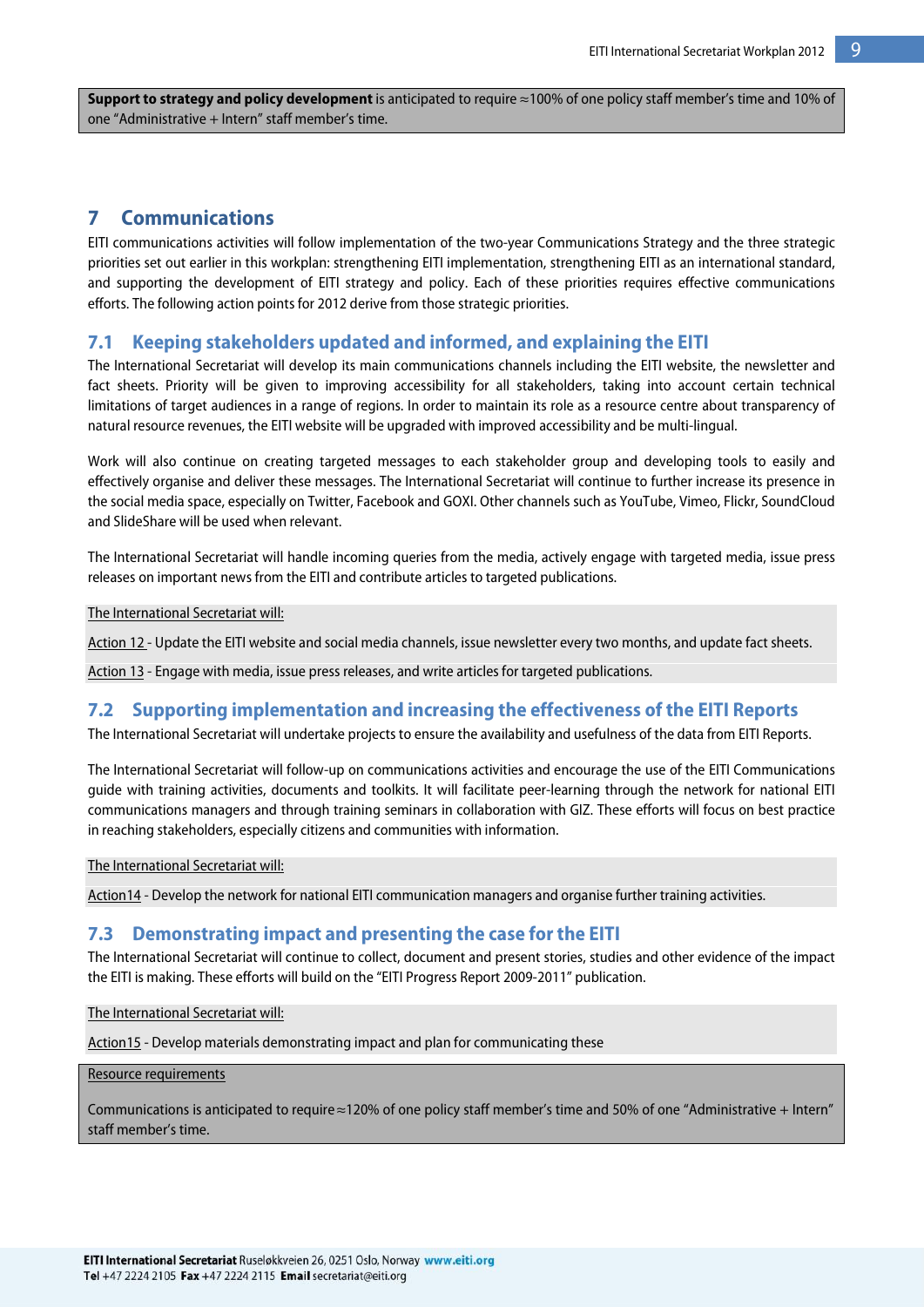**Support to strategy and policy development** is anticipated to require ≈100% of one policy staff member's time and 10% of one "Administrative + Intern" staff member's time.

# 7 Communications

EITI communications activities will follow implementation of the two-year Communications Strategy and the three strategic priorities set out earlier in this workplan: strengthening EITI implementation, strengthening EITI as an international standard, and supporting the development of EITI strategy and policy. Each of these priorities requires effective communications efforts. The following action points for 2012 derive from those strategic priorities.

## 7.1 Keeping stakeholders updated and informed, and explaining the EITI

The International Secretariat will develop its main communications channels including the EITI website, the newsletter and fact sheets. Priority will be given to improving accessibility for all stakeholders, taking into account certain technical limitations of target audiences in a range of regions. In order to maintain its role as a resource centre about transparency of natural resource revenues, the EITI website will be upgraded with improved accessibility and be multi-lingual.

Work will also continue on creating targeted messages to each stakeholder group and developing tools to easily and effectively organise and deliver these messages. The International Secretariat will continue to further increase its presence in the social media space, especially on Twitter, Facebook and GOXI. Other channels such as YouTube, Vimeo, Flickr, SoundCloud and SlideShare will be used when relevant.

The International Secretariat will handle incoming queries from the media, actively engage with targeted media, issue press releases on important news from the EITI and contribute articles to targeted publications.

The International Secretariat will:

Action 12 - Update the EITI website and social media channels, issue newsletter every two months, and update fact sheets.

Action 13 - Engage with media, issue press releases, and write articles for targeted publications.

## 7.2 Supporting implementation and increasing the effectiveness of the EITI Reports

The International Secretariat will undertake projects to ensure the availability and usefulness of the data from EITI Reports.

The International Secretariat will follow-up on communications activities and encourage the use of the EITI Communications guide with training activities, documents and toolkits. It will facilitate peer-learning through the network for national EITI communications managers and through training seminars in collaboration with GIZ. These efforts will focus on best practice in reaching stakeholders, especially citizens and communities with information.

The International Secretariat will:

Action14 - Develop the network for national EITI communication managers and organise further training activities.

## 7.3 Demonstrating impact and presenting the case for the EITI

The International Secretariat will continue to collect, document and present stories, studies and other evidence of the impact the EITI is making. These efforts will build on the "EITI Progress Report 2009-2011" publication.

The International Secretariat will:

Action15 - Develop materials demonstrating impact and plan for communicating these

Resource requirements

Communications is anticipated to require ≈120% of one policy staff member's time and 50% of one "Administrative + Intern" staff member's time.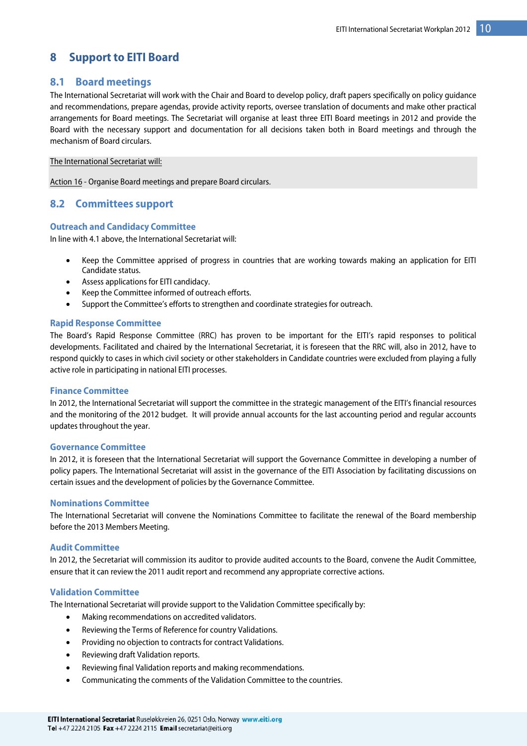# 8 Support to EITI Board

## 8.1 Board meetings

The International Secretariat will work with the Chair and Board to develop policy, draft papers specifically on policy guidance and recommendations, prepare agendas, provide activity reports, oversee translation of documents and make other practical arrangements for Board meetings. The Secretariat will organise at least three EITI Board meetings in 2012 and provide the Board with the necessary support and documentation for all decisions taken both in Board meetings and through the mechanism of Board circulars.

The International Secretariat will:

Action 16 - Organise Board meetings and prepare Board circulars.

## 8.2 Committees support

### Outreach and Candidacy Committee

In line with 4.1 above, the International Secretariat will:

- Keep the Committee apprised of progress in countries that are working towards making an application for EITI Candidate status.
- Assess applications for EITI candidacy.
- Keep the Committee informed of outreach efforts.
- Support the Committee's efforts to strengthen and coordinate strategies for outreach.

### Rapid Response Committee

The Board's Rapid Response Committee (RRC) has proven to be important for the EITI's rapid responses to political developments. Facilitated and chaired by the International Secretariat, it is foreseen that the RRC will, also in 2012, have to respond quickly to cases in which civil society or other stakeholders in Candidate countries were excluded from playing a fully active role in participating in national EITI processes.

### Finance Committee

In 2012, the International Secretariat will support the committee in the strategic management of the EITI's financial resources and the monitoring of the 2012 budget. It will provide annual accounts for the last accounting period and regular accounts updates throughout the year.

### Governance Committee

In 2012, it is foreseen that the International Secretariat will support the Governance Committee in developing a number of policy papers. The International Secretariat will assist in the governance of the EITI Association by facilitating discussions on certain issues and the development of policies by the Governance Committee.

### Nominations Committee

The International Secretariat will convene the Nominations Committee to facilitate the renewal of the Board membership before the 2013 Members Meeting.

### Audit Committee

In 2012, the Secretariat will commission its auditor to provide audited accounts to the Board, convene the Audit Committee, ensure that it can review the 2011 audit report and recommend any appropriate corrective actions.

### Validation Committee

The International Secretariat will provide support to the Validation Committee specifically by:

- Making recommendations on accredited validators.
- Reviewing the Terms of Reference for country Validations.
- Providing no objection to contracts for contract Validations.
- Reviewing draft Validation reports.
- Reviewing final Validation reports and making recommendations.
- Communicating the comments of the Validation Committee to the countries.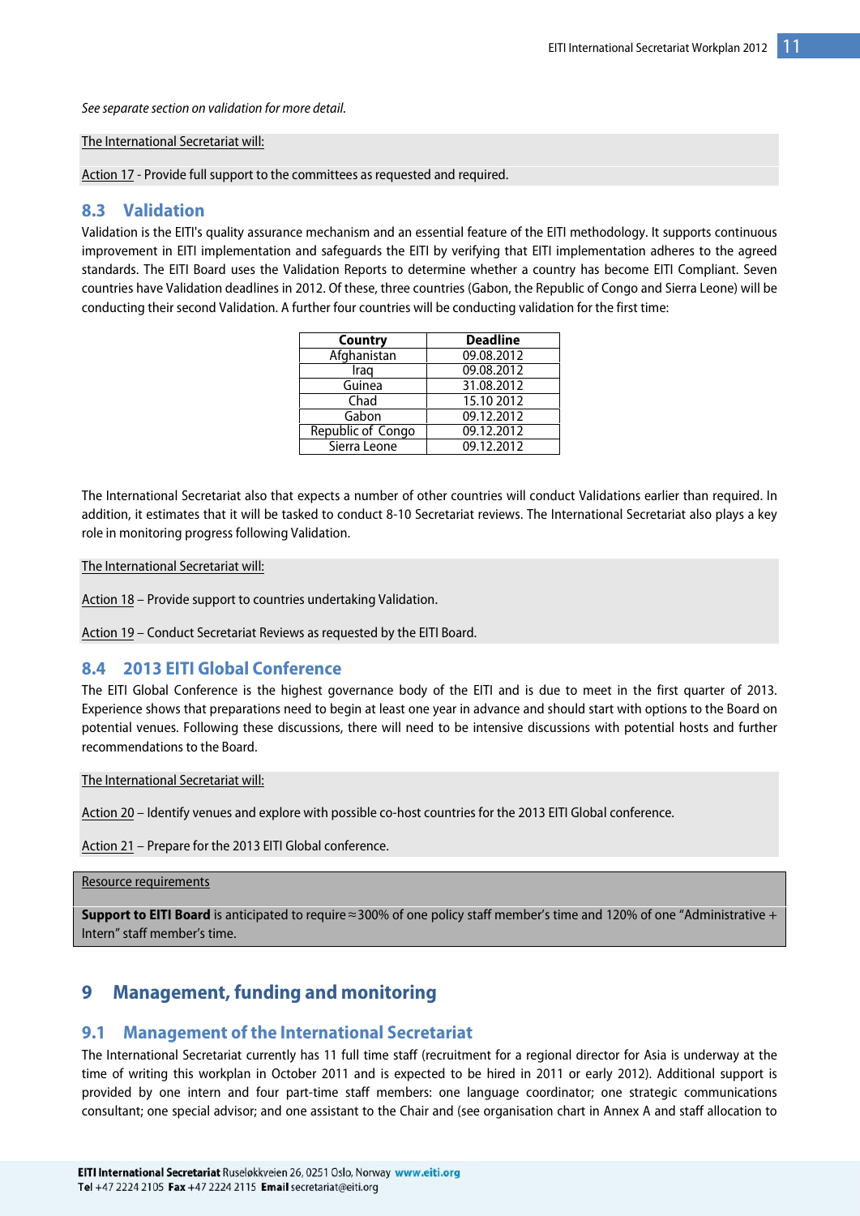*See separate section on validation for more detail.*

The International Secretariat will:

Action 17 - Provide full support to the committees as requested and required.

## 8.3 Validation

Validation is the EITI's quality assurance mechanism and an essential feature of the EITI methodology. It supports continuous improvement in EITI implementation and safeguards the EITI by verifying that EITI implementation adheres to the agreed standards. The EITI Board uses the Validation Reports to determine whether a country has become EITI Compliant. Seven countries have Validation deadlines in 2012. Of these, three countries (Gabon, the Republic of Congo and Sierra Leone) will be conducting their second Validation. A further four countries will be conducting validation for the first time:

| Country | Deadline |
|---|---|
| Afghanistan | 09.08.2012 |
| Iraq | 09.08.2012 |
| Guinea | 31.08.2012 |
| Chad | 15.10 2012 |
| Gabon | 09.12.2012 |
| Republic of Congo | 09.12.2012 |
| Sierra Leone | 09.12.2012 |

The International Secretariat also that expects a number of other countries will conduct Validations earlier than required. In addition, it estimates that it will be tasked to conduct 8-10 Secretariat reviews. The International Secretariat also plays a key role in monitoring progress following Validation.

The International Secretariat will:

Action 18 – Provide support to countries undertaking Validation.

Action 19 – Conduct Secretariat Reviews as requested by the EITI Board.

## 8.4 2013 EITI Global Conference

The EITI Global Conference is the highest governance body of the EITI and is due to meet in the first quarter of 2013. Experience shows that preparations need to begin at least one year in advance and should start with options to the Board on potential venues. Following these discussions, there will need to be intensive discussions with potential hosts and further recommendations to the Board.

The International Secretariat will:

Action 20 – Identify venues and explore with possible co-host countries for the 2013 EITI Global conference.

Action 21 – Prepare for the 2013 EITI Global conference.

Resource requirements

**Support to EITI Board** is anticipated to require ≈300% of one policy staff member's time and 120% of one "Administrative + Intern" staff member's time.

# 9 Management, funding and monitoring

## 9.1 Management of the International Secretariat

The International Secretariat currently has 11 full time staff (recruitment for a regional director for Asia is underway at the time of writing this workplan in October 2011 and is expected to be hired in 2011 or early 2012). Additional support is provided by one intern and four part-time staff members: one language coordinator; one strategic communications consultant; one special advisor; and one assistant to the Chair and (see organisation chart in Annex A and staff allocation to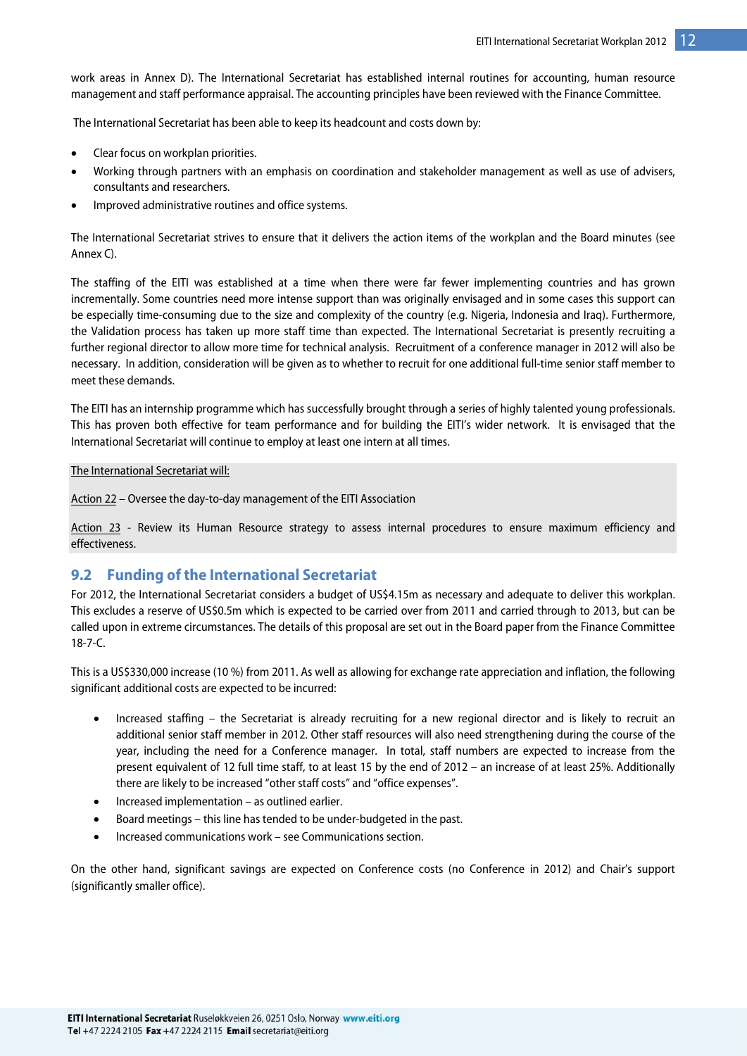work areas in Annex D). The International Secretariat has established internal routines for accounting, human resource management and staff performance appraisal. The accounting principles have been reviewed with the Finance Committee.

The International Secretariat has been able to keep its headcount and costs down by:

- Clear focus on workplan priorities.
- Working through partners with an emphasis on coordination and stakeholder management as well as use of advisers, consultants and researchers.
- Improved administrative routines and office systems.

The International Secretariat strives to ensure that it delivers the action items of the workplan and the Board minutes (see Annex C).

The staffing of the EITI was established at a time when there were far fewer implementing countries and has grown incrementally. Some countries need more intense support than was originally envisaged and in some cases this support can be especially time-consuming due to the size and complexity of the country (e.g. Nigeria, Indonesia and Iraq). Furthermore, the Validation process has taken up more staff time than expected. The International Secretariat is presently recruiting a further regional director to allow more time for technical analysis. Recruitment of a conference manager in 2012 will also be necessary. In addition, consideration will be given as to whether to recruit for one additional full-time senior staff member to meet these demands.

The EITI has an internship programme which has successfully brought through a series of highly talented young professionals. This has proven both effective for team performance and for building the EITI's wider network. It is envisaged that the International Secretariat will continue to employ at least one intern at all times.

The International Secretariat will:

Action 22 – Oversee the day-to-day management of the EITI Association

Action 23 - Review its Human Resource strategy to assess internal procedures to ensure maximum efficiency and effectiveness.

## 9.2 Funding of the International Secretariat

For 2012, the International Secretariat considers a budget of US$4.15m as necessary and adequate to deliver this workplan. This excludes a reserve of US$0.5m which is expected to be carried over from 2011 and carried through to 2013, but can be called upon in extreme circumstances. The details of this proposal are set out in the Board paper from the Finance Committee 18-7-C.

This is a US$330,000 increase (10 %) from 2011. As well as allowing for exchange rate appreciation and inflation, the following significant additional costs are expected to be incurred:

- Increased staffing – the Secretariat is already recruiting for a new regional director and is likely to recruit an additional senior staff member in 2012. Other staff resources will also need strengthening during the course of the year, including the need for a Conference manager. In total, staff numbers are expected to increase from the present equivalent of 12 full time staff, to at least 15 by the end of 2012 – an increase of at least 25%. Additionally there are likely to be increased "other staff costs" and "office expenses".
- Increased implementation – as outlined earlier.
- Board meetings – this line has tended to be under-budgeted in the past.
- Increased communications work – see Communications section.

On the other hand, significant savings are expected on Conference costs (no Conference in 2012) and Chair's support (significantly smaller office).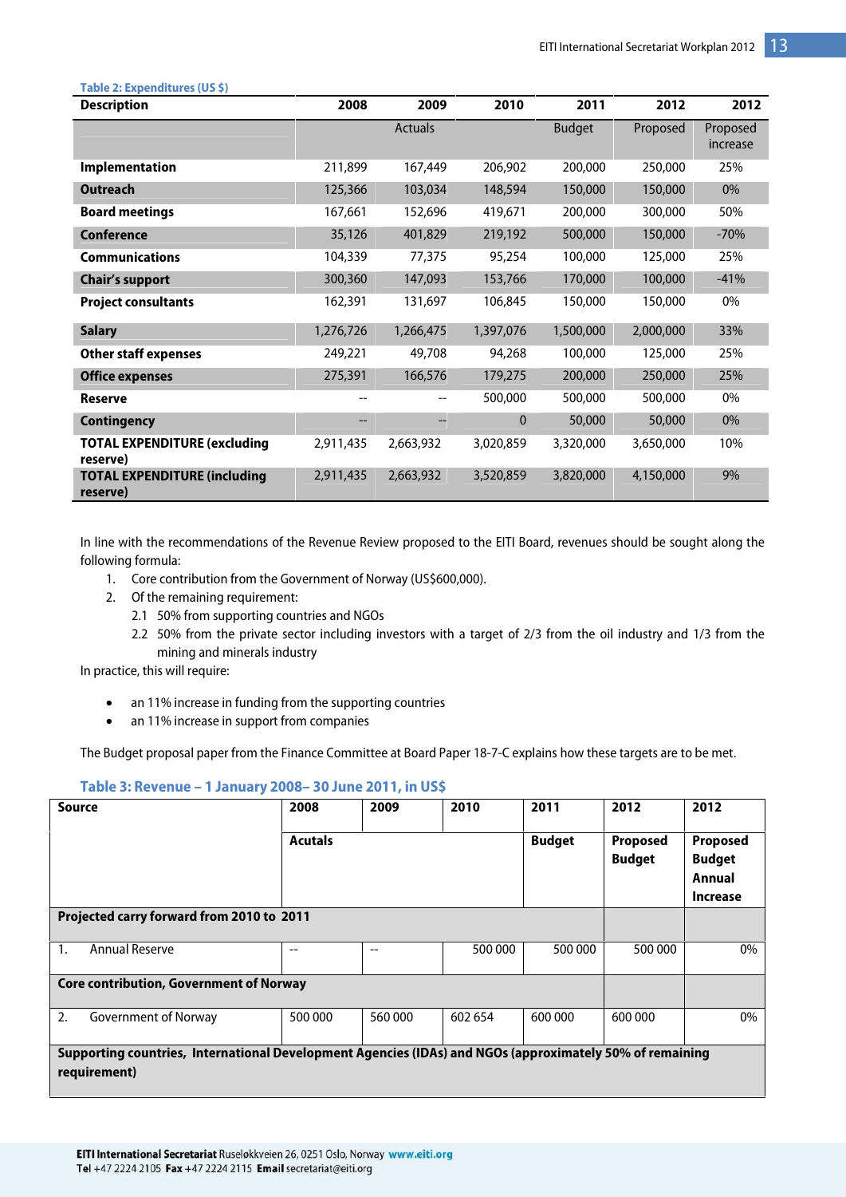**Table 2: Expenditures (US $)**

| Description | 2008 | 2009 | 2010 | 2011 | 2012 | 2012 |
|---|---|---|---|---|---|---|
| | Actuals | | | Budget | Proposed | Proposed increase |
| **Implementation** | 211,899 | 167,449 | 206,902 | 200,000 | 250,000 | 25% |
| **Outreach** | 125,366 | 103,034 | 148,594 | 150,000 | 150,000 | 0% |
| **Board meetings** | 167,661 | 152,696 | 419,671 | 200,000 | 300,000 | 50% |
| **Conference** | 35,126 | 401,829 | 219,192 | 500,000 | 150,000 | -70% |
| **Communications** | 104,339 | 77,375 | 95,254 | 100,000 | 125,000 | 25% |
| **Chair's support** | 300,360 | 147,093 | 153,766 | 170,000 | 100,000 | -41% |
| **Project consultants** | 162,391 | 131,697 | 106,845 | 150,000 | 150,000 | 0% |
| **Salary** | 1,276,726 | 1,266,475 | 1,397,076 | 1,500,000 | 2,000,000 | 33% |
| **Other staff expenses** | 249,221 | 49,708 | 94,268 | 100,000 | 125,000 | 25% |
| **Office expenses** | 275,391 | 166,576 | 179,275 | 200,000 | 250,000 | 25% |
| **Reserve** | -- | -- | 500,000 | 500,000 | 500,000 | 0% |
| **Contingency** | -- | -- | 0 | 50,000 | 50,000 | 0% |
| **TOTAL EXPENDITURE (excluding reserve)** | 2,911,435 | 2,663,932 | 3,020,859 | 3,320,000 | 3,650,000 | 10% |
| **TOTAL EXPENDITURE (including reserve)** | 2,911,435 | 2,663,932 | 3,520,859 | 3,820,000 | 4,150,000 | 9% |

In line with the recommendations of the Revenue Review proposed to the EITI Board, revenues should be sought along the following formula:

1. Core contribution from the Government of Norway (US$600,000).
2. Of the remaining requirement:
   - 2.1 50% from supporting countries and NGOs
   - 2.2 50% from the private sector including investors with a target of 2/3 from the oil industry and 1/3 from the mining and minerals industry

In practice, this will require:

- an 11% increase in funding from the supporting countries
- an 11% increase in support from companies

The Budget proposal paper from the Finance Committee at Board Paper 18-7-C explains how these targets are to be met.

**Table 3: Revenue – 1 January 2008– 30 June 2011, in US$**

| Source | 2008 | 2009 | 2010 | 2011 | 2012 | 2012 |
|---|---|---|---|---|---|---|
| | **Acutals** | | | **Budget** | **Proposed Budget** | **Proposed Budget Annual Increase** |
| **Projected carry forward from 2010 to 2011** | | | | | | |
| 1. Annual Reserve | -- | -- | 500 000 | 500 000 | 500 000 | 0% |
| **Core contribution, Government of Norway** | | | | | | |
| 2. Government of Norway | 500 000 | 560 000 | 602 654 | 600 000 | 600 000 | 0% |
| **Supporting countries, International Development Agencies (IDAs) and NGOs (approximately 50% of remaining requirement)** | | | | | | |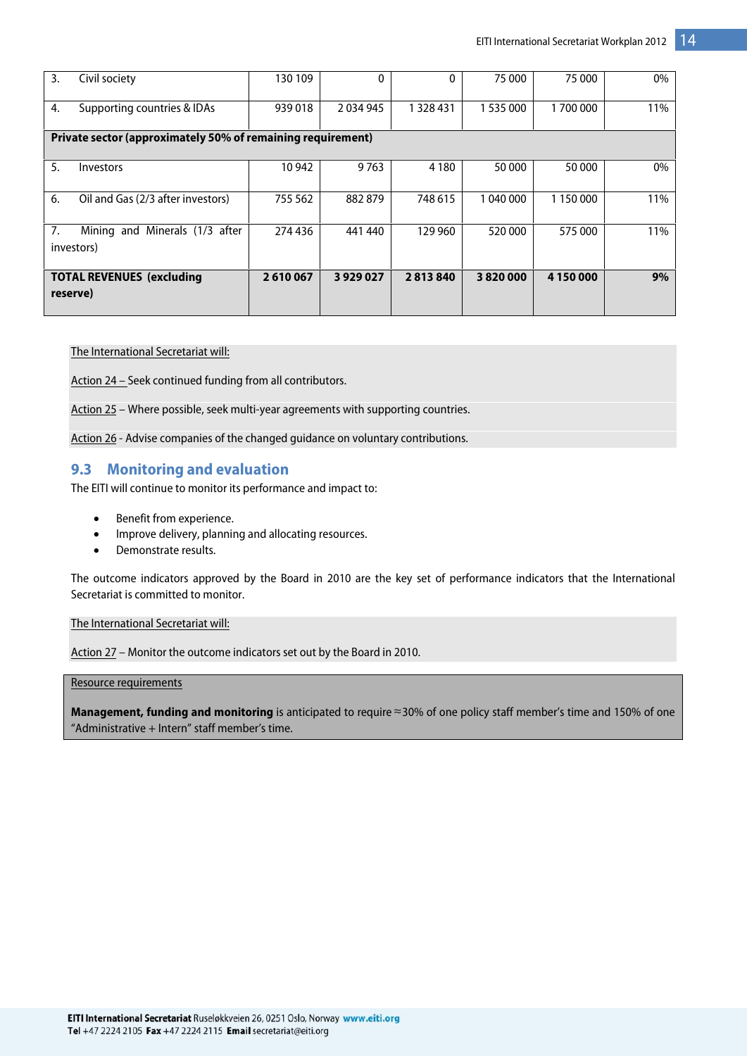| | | | | | |
|---|---|---|---|---|---|
| 3. Civil society | 130 109 | 0 | 0 | 75 000 | 75 000 | 0% |
| 4. Supporting countries & IDAs | 939 018 | 2 034 945 | 1 328 431 | 1 535 000 | 1 700 000 | 11% |
| **Private sector (approximately 50% of remaining requirement)** | | | | | | |
| 5. Investors | 10 942 | 9 763 | 4 180 | 50 000 | 50 000 | 0% |
| 6. Oil and Gas (2/3 after investors) | 755 562 | 882 879 | 748 615 | 1 040 000 | 1 150 000 | 11% |
| 7. Mining and Minerals (1/3 after investors) | 274 436 | 441 440 | 129 960 | 520 000 | 575 000 | 11% |
| **TOTAL REVENUES (excluding reserve)** | **2 610 067** | **3 929 027** | **2 813 840** | **3 820 000** | **4 150 000** | **9%** |

The International Secretariat will:

Action 24 – Seek continued funding from all contributors.

Action 25 – Where possible, seek multi-year agreements with supporting countries.

Action 26 - Advise companies of the changed guidance on voluntary contributions.

## 9.3 Monitoring and evaluation

The EITI will continue to monitor its performance and impact to:

- Benefit from experience.
- Improve delivery, planning and allocating resources.
- Demonstrate results.

The outcome indicators approved by the Board in 2010 are the key set of performance indicators that the International Secretariat is committed to monitor.

The International Secretariat will:

Action 27 – Monitor the outcome indicators set out by the Board in 2010.

Resource requirements

**Management, funding and monitoring** is anticipated to require ≈30% of one policy staff member's time and 150% of one "Administrative + Intern" staff member's time.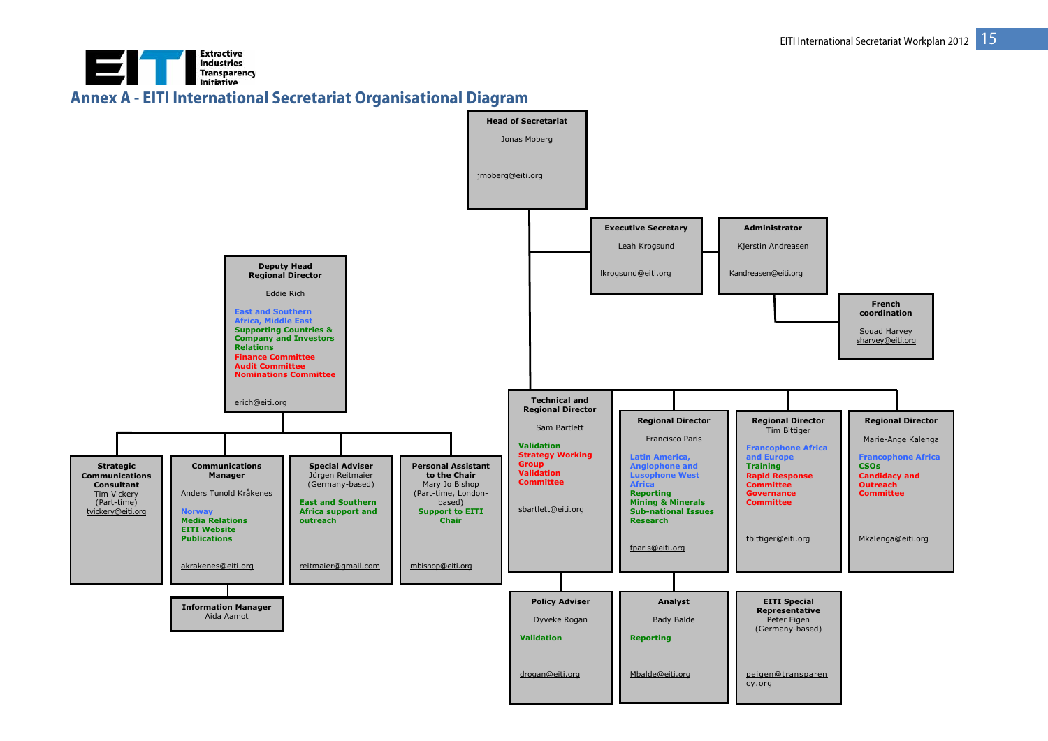# Annex A - EITI International Secretariat Organisational Diagram

**Head of Secretariat**
Jonas Moberg
jmoberg@eiti.org

**Executive Secretary**
Leah Krogsund
lkrogsund@eiti.org

**Administrator**
Kjerstin Andreasen
Kandreasen@eiti.org

**French coordination**
Souad Harvey
sharvey@eiti.org

**Deputy Head Regional Director**
Eddie Rich
East and Southern Africa, Middle East
Supporting Countries & Company and Investors Relations
Finance Committee
Audit Committee
Nominations Committee
erich@eiti.org

**Strategic Communications Consultant**
Tim Vickery
(Part-time)
tvickery@eiti.org

**Communications Manager**
Anders Tunold Kråkenes
Norway
Media Relations
EITI Website
Publications
akrakenes@eiti.org

**Information Manager**
Aida Aamot

**Special Adviser**
Jürgen Reitmaier
(Germany-based)
East and Southern Africa support and outreach
reitmaier@gmail.com

**Personal Assistant to the Chair**
Mary Jo Bishop
(Part-time, London-based)
Support to EITI Chair
mbishop@eiti.org

**Technical and Regional Director**
Sam Bartlett
Validation
Strategy Working Group
Validation Committee
sbartlett@eiti.org

**Policy Adviser**
Dyveke Rogan
Validation
drogan@eiti.org

**Regional Director**
Francisco Paris
Latin America, Anglophone and Lusophone West Africa
Reporting
Mining & Minerals
Sub-national Issues
Research
fparis@eiti.org

**Analyst**
Bady Balde
Reporting
Mbalde@eiti.org

**Regional Director**
Tim Bittiger
Francophone Africa and Europe
Training
Rapid Response Committee
Governance Committee
tbittiger@eiti.org

**EITI Special Representative**
Peter Eigen
(Germany-based)
peigen@transparency.org

**Regional Director**
Marie-Ange Kalenga
Francophone Africa
CSOs
Candidacy and Outreach Committee
Mkalenga@eiti.org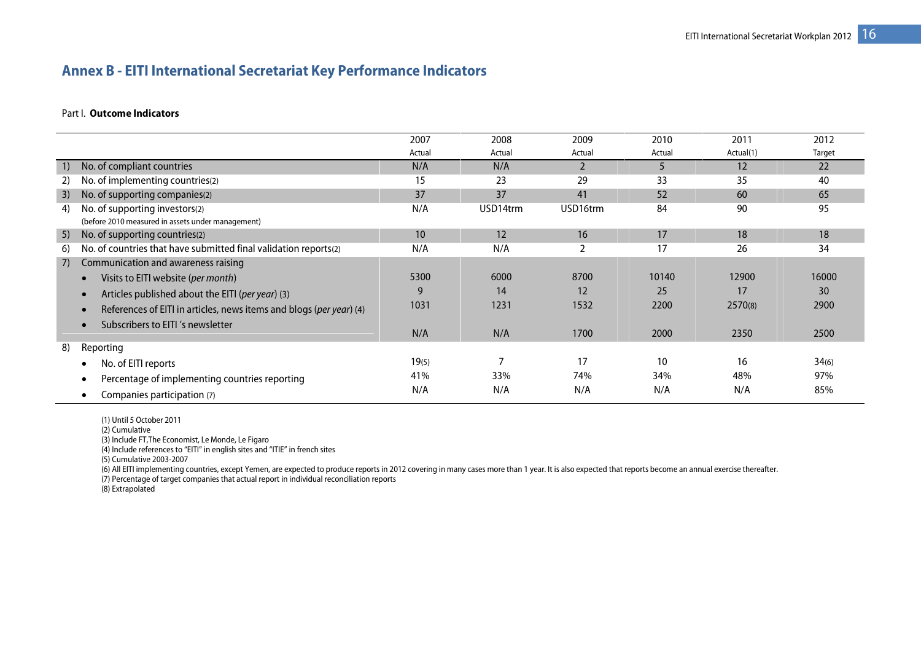## Annex B - EITI International Secretariat Key Performance Indicators

Part I. **Outcome Indicators**

| | | 2007 Actual | 2008 Actual | 2009 Actual | 2010 Actual | 2011 Actual(1) | 2012 Target |
|---|---|---|---|---|---|---|---|
| 1) | No. of compliant countries | N/A | N/A | 2 | 5 | 12 | 22 |
| 2) | No. of implementing countries(2) | 15 | 23 | 29 | 33 | 35 | 40 |
| 3) | No. of supporting companies(2) | 37 | 37 | 41 | 52 | 60 | 65 |
| 4) | No. of supporting investors(2) (before 2010 measured in assets under management) | N/A | USD14trn | USD16trn | 84 | 90 | 95 |
| 5) | No. of supporting countries(2) | 10 | 12 | 16 | 17 | 18 | 18 |
| 6) | No. of countries that have submitted final validation reports(2) | N/A | N/A | 2 | 17 | 26 | 34 |
| 7) | Communication and awareness raising | | | | | | |
| | • Visits to EITI website (*per month*) | 5300 | 6000 | 8700 | 10140 | 12900 | 16000 |
| | • Articles published about the EITI (*per year*) (3) | 9 | 14 | 12 | 25 | 17 | 30 |
| | • References of EITI in articles, news items and blogs (*per year*) (4) | 1031 | 1231 | 1532 | 2200 | 2570(8) | 2900 |
| | • Subscribers to EITI 's newsletter | N/A | N/A | 1700 | 2000 | 2350 | 2500 |
| 8) | Reporting | | | | | | |
| | • No. of EITI reports | 19(5) | 7 | 17 | 10 | 16 | 34(6) |
| | • Percentage of implementing countries reporting | 41% | 33% | 74% | 34% | 48% | 97% |
| | • Companies participation (7) | N/A | N/A | N/A | N/A | N/A | 85% |

(1) Until 5 October 2011
(2) Cumulative
(3) Include FT,The Economist, Le Monde, Le Figaro
(4) Include references to "EITI" in english sites and "ITIE" in french sites
(5) Cumulative 2003-2007
(6) All EITI implementing countries, except Yemen, are expected to produce reports in 2012 covering in many cases more than 1 year. It is also expected that reports become an annual exercise thereafter.
(7) Percentage of target companies that actual report in individual reconciliation reports
(8) Extrapolated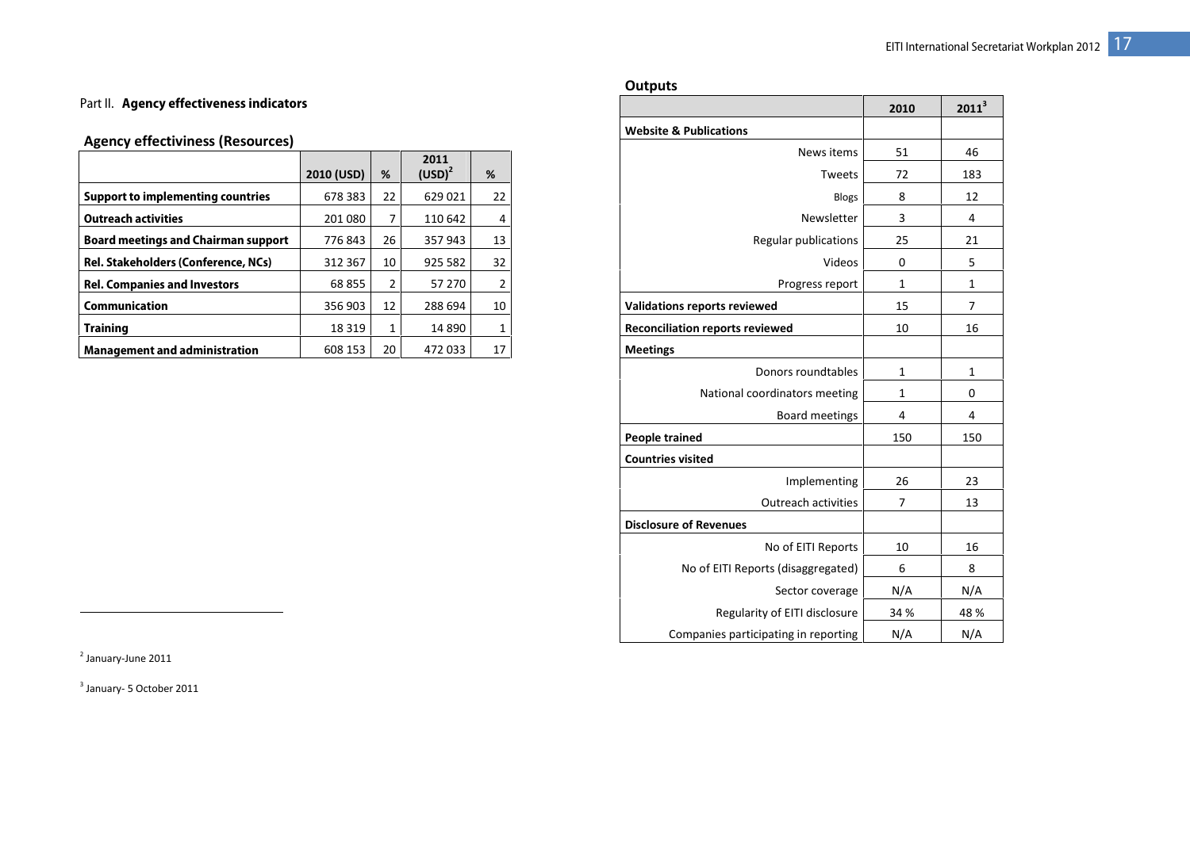Part II. **Agency effectiveness indicators**

### Agency effectiveness (Resources)

| | 2010 (USD) | % | 2011 (USD)[2] | % |
|---|---|---|---|---|
| **Support to implementing countries** | 678 383 | 22 | 629 021 | 22 |
| **Outreach activities** | 201 080 | 7 | 110 642 | 4 |
| **Board meetings and Chairman support** | 776 843 | 26 | 357 943 | 13 |
| **Rel. Stakeholders (Conference, NCs)** | 312 367 | 10 | 925 582 | 32 |
| **Rel. Companies and Investors** | 68 855 | 2 | 57 270 | 2 |
| **Communication** | 356 903 | 12 | 288 694 | 10 |
| **Training** | 18 319 | 1 | 14 890 | 1 |
| **Management and administration** | 608 153 | 20 | 472 033 | 17 |

### Outputs

| | 2010 | 2011[3] |
|---|---|---|
| **Website & Publications** | | |
| News items | 51 | 46 |
| Tweets | 72 | 183 |
| Blogs | 8 | 12 |
| Newsletter | 3 | 4 |
| Regular publications | 25 | 21 |
| Videos | 0 | 5 |
| Progress report | 1 | 1 |
| **Validations reports reviewed** | 15 | 7 |
| **Reconciliation reports reviewed** | 10 | 16 |
| **Meetings** | | |
| Donors roundtables | 1 | 1 |
| National coordinators meeting | 1 | 0 |
| Board meetings | 4 | 4 |
| **People trained** | 150 | 150 |
| **Countries visited** | | |
| Implementing | 26 | 23 |
| Outreach activities | 7 | 13 |
| **Disclosure of Revenues** | | |
| No of EITI Reports | 10 | 16 |
| No of EITI Reports (disaggregated) | 6 | 8 |
| Sector coverage | N/A | N/A |
| Regularity of EITI disclosure | 34 % | 48 % |
| Companies participating in reporting | N/A | N/A |

[2] January-June 2011

[3] January- 5 October 2011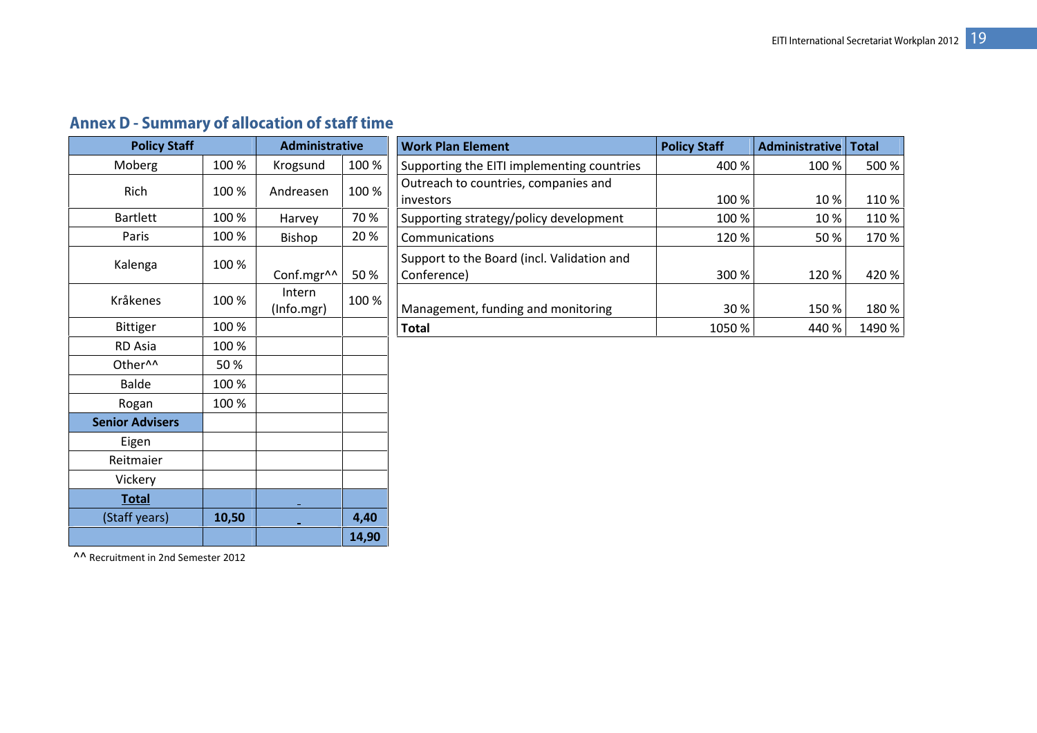## Annex D - Summary of allocation of staff time

| Policy Staff | | Administrative | |
|---|---|---|---|
| Moberg | 100 % | Krogsund | 100 % |
| Rich | 100 % | Andreasen | 100 % |
| Bartlett | 100 % | Harvey | 70 % |
| Paris | 100 % | Bishop | 20 % |
| Kalenga | 100 % | Conf.mgr^^ | 50 % |
| Kråkenes | 100 % | Intern (Info.mgr) | 100 % |
| Bittiger | 100 % | | |
| RD Asia | 100 % | | |
| Other^^ | 50 % | | |
| Balde | 100 % | | |
| Rogan | 100 % | | |
| **Senior Advisers** | | | |
| Eigen | | | |
| Reitmaier | | | |
| Vickery | | | |
| **Total** | | _ | |
| (Staff years) | **10,50** | _ | **4,40** |
| | | | **14,90** |

^^ Recruitment in 2nd Semester 2012

| Work Plan Element | Policy Staff | Administrative | Total |
|---|---|---|---|
| Supporting the EITI implementing countries | 400 % | 100 % | 500 % |
| Outreach to countries, companies and investors | 100 % | 10 % | 110 % |
| Supporting strategy/policy development | 100 % | 10 % | 110 % |
| Communications | 120 % | 50 % | 170 % |
| Support to the Board (incl. Validation and Conference) | 300 % | 120 % | 420 % |
| Management, funding and monitoring | 30 % | 150 % | 180 % |
| **Total** | 1050 % | 440 % | 1490 % |